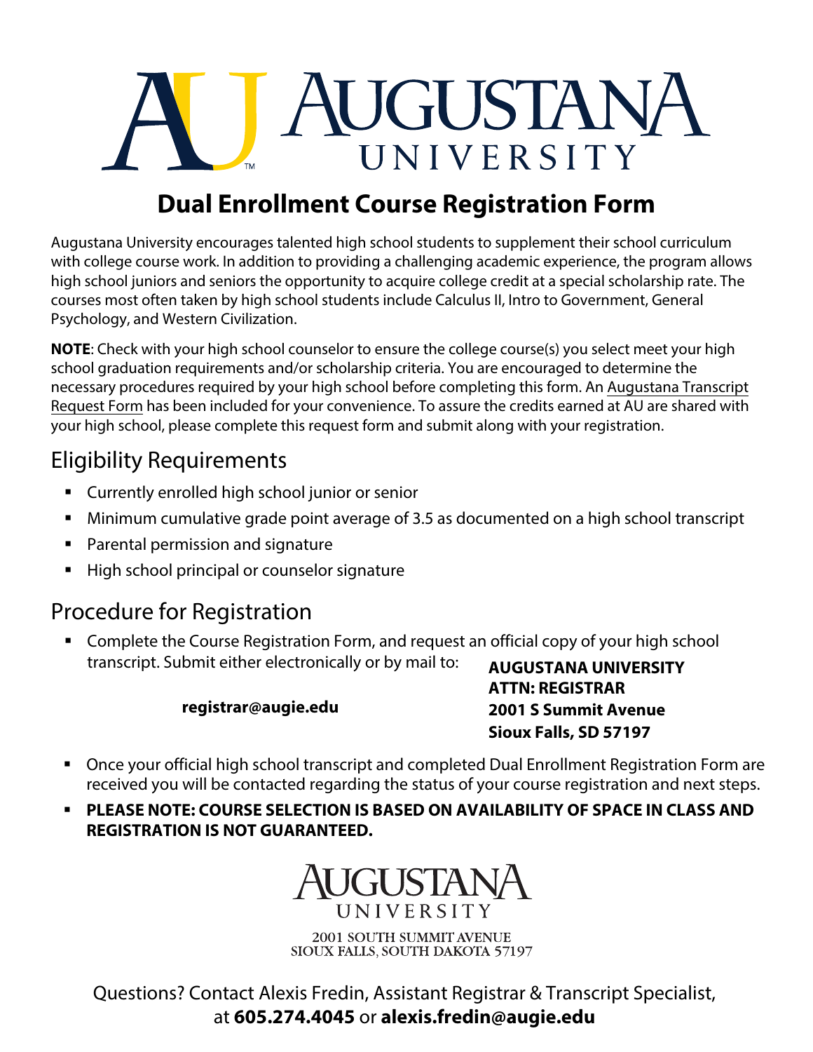# Augustana University

## Dual Enrollment Course Registration Form

Augustana University encourages talented high school students to supplement their school curriculum with college course work. In addition to providing a challenging academic experience, the program allows high school juniors and seniors the opportunity to acquire college credit at a special scholarship rate. The courses most often taken by high school students include Calculus II, Intro to Government, General Psychology, and Western Civilization.

**NOTE**: Check with your high school counselor to ensure the college course(s) you select meet your high school graduation requirements and/or scholarship criteria. You are encouraged to determine the necessary procedures required by your high school before completing this form. An Augustana Transcript Request Form has been included for your convenience. To assure the credits earned at AU are shared with your high school, please complete this request form and submit along with your registration.

### Eligibility Requirements

- Currently enrolled high school junior or senior
- Minimum cumulative grade point average of 3.5 as documented on a high school transcript
- Parental permission and signature
- High school principal or counselor signature

### Procedure for Registration

- Complete the Course Registration Form, and request an official copy of your high school transcript. Submit either electronically or by mail to:

  **registrar@augie.edu**

  **AUGUSTANA UNIVERSITY**
  **ATTN: REGISTRAR**
  **2001 S Summit Avenue**
  **Sioux Falls, SD 57197**

- Once your official high school transcript and completed Dual Enrollment Registration Form are received you will be contacted regarding the status of your course registration and next steps.
- **PLEASE NOTE: COURSE SELECTION IS BASED ON AVAILABILITY OF SPACE IN CLASS AND REGISTRATION IS NOT GUARANTEED.**

Augustana University
2001 South Summit Avenue
Sioux Falls, South Dakota 57197

Questions? Contact Alexis Fredin, Assistant Registrar & Transcript Specialist, at **605.274.4045** or **alexis.fredin@augie.edu**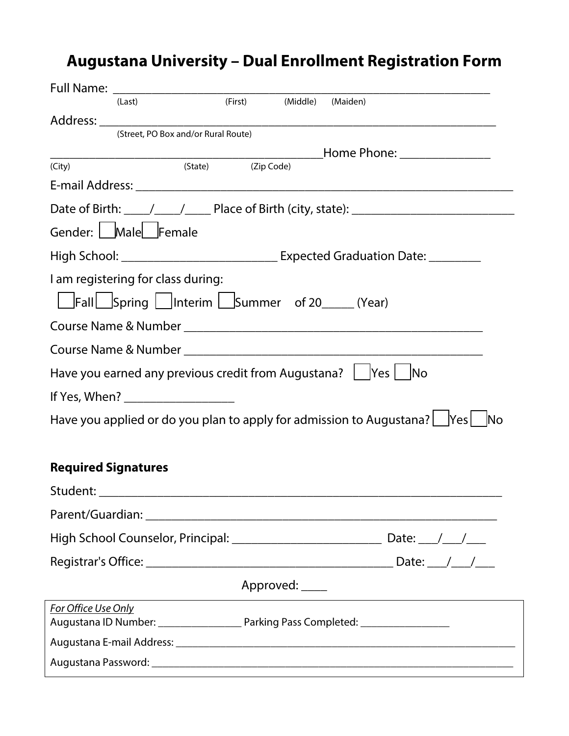# Augustana University – Dual Enrollment Registration Form

Full Name: ___________________________________________________________
(Last) (First) (Middle) (Maiden)

Address: ____________________________________________________________
(Street, PO Box and/or Rural Route)

_______________________________________Home Phone: _____________
(City) (State) (Zip Code)

E-mail Address: ______________________________________________________

Date of Birth: ____/____/____ Place of Birth (city, state): _________________________

Gender: ☐ Male ☐ Female

High School: ________________________ Expected Graduation Date: ________

I am registering for class during:

☐ Fall ☐ Spring ☐ Interim ☐ Summer of 20_____ (Year)

Course Name & Number _______________________________________________

Course Name & Number _______________________________________________

Have you earned any previous credit from Augustana? ☐ Yes ☐ No

If Yes, When? _________________

Have you applied or do you plan to apply for admission to Augustana? ☐ Yes ☐ No

**Required Signatures**

Student: ____________________________________________________________

Parent/Guardian: ______________________________________________________

High School Counselor, Principal: _______________________ Date: ___/___/___

Registrar's Office: ____________________________________ Date: ___/___/___

Approved: ____

*For Office Use Only*

Augustana ID Number: _______________ Parking Pass Completed: ________________

Augustana E-mail Address: _____________________________________________________

Augustana Password: __________________________________________________________